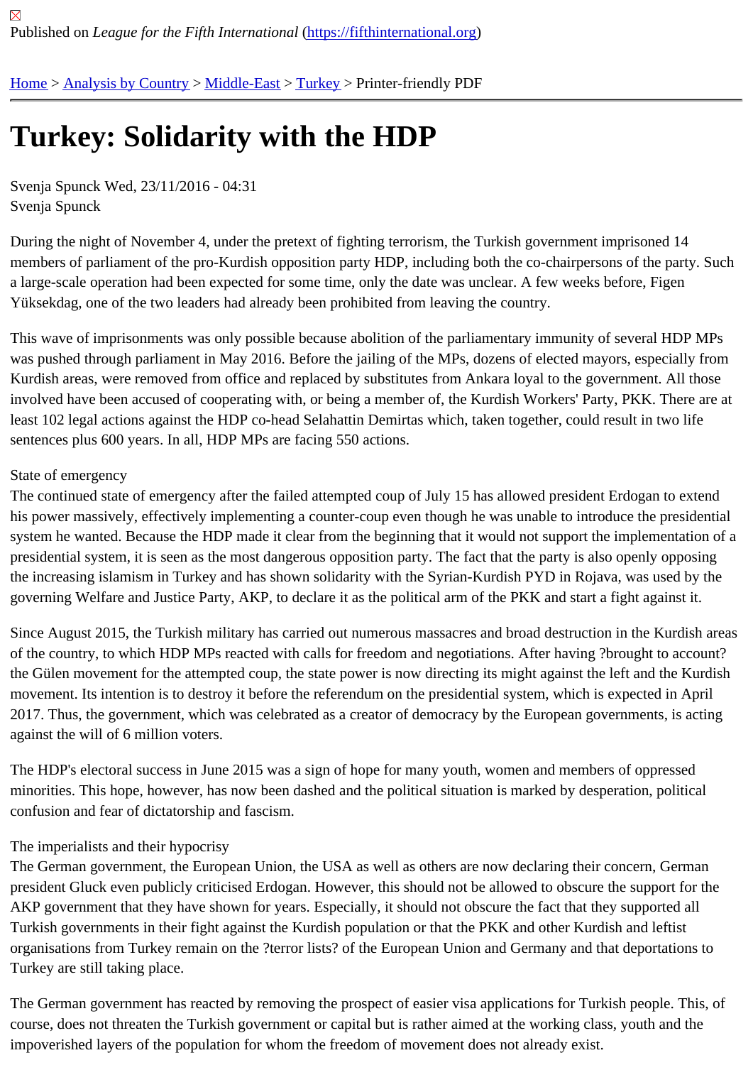Published on *League for the Fifth International* (https://fifthinternational.org)

Home > Analysis by Country > Middle-East > Turkey > Printer-friendly PDF

# Turkey: Solidarity with the HDP

Svenja Spunck Wed, 23/11/2016 - 04:31
Svenja Spunck

During the night of November 4, under the pretext of fighting terrorism, the Turkish government imprisoned 14 members of parliament of the pro-Kurdish opposition party HDP, including both the co-chairpersons of the party. Such a large-scale operation had been expected for some time, only the date was unclear. A few weeks before, Figen Yüksekdag, one of the two leaders had already been prohibited from leaving the country.

This wave of imprisonments was only possible because abolition of the parliamentary immunity of several HDP MPs was pushed through parliament in May 2016. Before the jailing of the MPs, dozens of elected mayors, especially from Kurdish areas, were removed from office and replaced by substitutes from Ankara loyal to the government. All those involved have been accused of cooperating with, or being a member of, the Kurdish Workers' Party, PKK. There are at least 102 legal actions against the HDP co-head Selahattin Demirtas which, taken together, could result in two life sentences plus 600 years. In all, HDP MPs are facing 550 actions.

State of emergency

The continued state of emergency after the failed attempted coup of July 15 has allowed president Erdogan to extend his power massively, effectively implementing a counter-coup even though he was unable to introduce the presidential system he wanted. Because the HDP made it clear from the beginning that it would not support the implementation of a presidential system, it is seen as the most dangerous opposition party. The fact that the party is also openly opposing the increasing islamism in Turkey and has shown solidarity with the Syrian-Kurdish PYD in Rojava, was used by the governing Welfare and Justice Party, AKP, to declare it as the political arm of the PKK and start a fight against it.

Since August 2015, the Turkish military has carried out numerous massacres and broad destruction in the Kurdish areas of the country, to which HDP MPs reacted with calls for freedom and negotiations. After having ?brought to account? the Gülen movement for the attempted coup, the state power is now directing its might against the left and the Kurdish movement. Its intention is to destroy it before the referendum on the presidential system, which is expected in April 2017. Thus, the government, which was celebrated as a creator of democracy by the European governments, is acting against the will of 6 million voters.

The HDP's electoral success in June 2015 was a sign of hope for many youth, women and members of oppressed minorities. This hope, however, has now been dashed and the political situation is marked by desperation, political confusion and fear of dictatorship and fascism.

The imperialists and their hypocrisy

The German government, the European Union, the USA as well as others are now declaring their concern, German president Gluck even publicly criticised Erdogan. However, this should not be allowed to obscure the support for the AKP government that they have shown for years. Especially, it should not obscure the fact that they supported all Turkish governments in their fight against the Kurdish population or that the PKK and other Kurdish and leftist organisations from Turkey remain on the ?terror lists? of the European Union and Germany and that deportations to Turkey are still taking place.

The German government has reacted by removing the prospect of easier visa applications for Turkish people. This, of course, does not threaten the Turkish government or capital but is rather aimed at the working class, youth and the impoverished layers of the population for whom the freedom of movement does not already exist.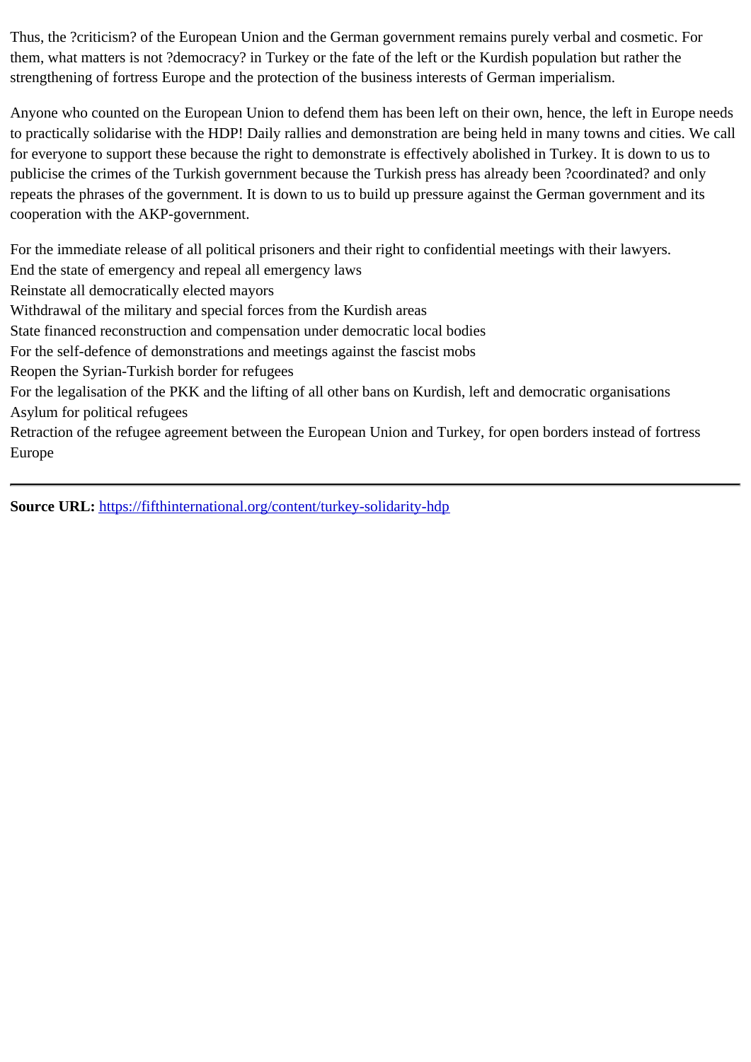Thus, the ?criticism? of the European Union and the German government remains purely verbal and cosmetic. For them, what matters is not ?democracy? in Turkey or the fate of the left or the Kurdish population but rather the strengthening of fortress Europe and the protection of the business interests of German imperialism.

Anyone who counted on the European Union to defend them has been left on their own, hence, the left in Europe needs to practically solidarise with the HDP! Daily rallies and demonstration are being held in many towns and cities. We call for everyone to support these because the right to demonstrate is effectively abolished in Turkey. It is down to us to publicise the crimes of the Turkish government because the Turkish press has already been ?coordinated? and only repeats the phrases of the government. It is down to us to build up pressure against the German government and its cooperation with the AKP-government.

For the immediate release of all political prisoners and their right to confidential meetings with their lawyers.
End the state of emergency and repeal all emergency laws
Reinstate all democratically elected mayors
Withdrawal of the military and special forces from the Kurdish areas
State financed reconstruction and compensation under democratic local bodies
For the self-defence of demonstrations and meetings against the fascist mobs
Reopen the Syrian-Turkish border for refugees
For the legalisation of the PKK and the lifting of all other bans on Kurdish, left and democratic organisations
Asylum for political refugees
Retraction of the refugee agreement between the European Union and Turkey, for open borders instead of fortress Europe

---

**Source URL:** https://fifthinternational.org/content/turkey-solidarity-hdp